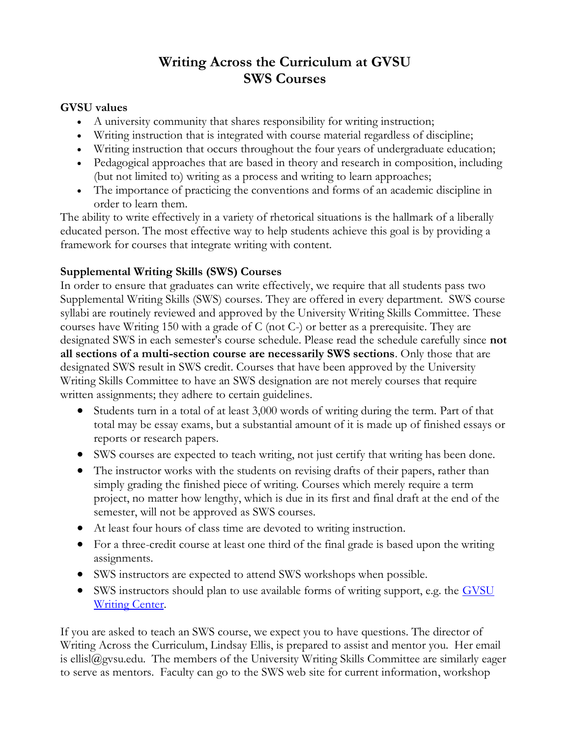# Writing Across the Curriculum at GVSU
# SWS Courses

**GVSU values**

- A university community that shares responsibility for writing instruction;
- Writing instruction that is integrated with course material regardless of discipline;
- Writing instruction that occurs throughout the four years of undergraduate education;
- Pedagogical approaches that are based in theory and research in composition, including (but not limited to) writing as a process and writing to learn approaches;
- The importance of practicing the conventions and forms of an academic discipline in order to learn them.

The ability to write effectively in a variety of rhetorical situations is the hallmark of a liberally educated person. The most effective way to help students achieve this goal is by providing a framework for courses that integrate writing with content.

**Supplemental Writing Skills (SWS) Courses**

In order to ensure that graduates can write effectively, we require that all students pass two Supplemental Writing Skills (SWS) courses. They are offered in every department. SWS course syllabi are routinely reviewed and approved by the University Writing Skills Committee. These courses have Writing 150 with a grade of C (not C-) or better as a prerequisite. They are designated SWS in each semester's course schedule. Please read the schedule carefully since **not all sections of a multi-section course are necessarily SWS sections**. Only those that are designated SWS result in SWS credit. Courses that have been approved by the University Writing Skills Committee to have an SWS designation are not merely courses that require written assignments; they adhere to certain guidelines.

- Students turn in a total of at least 3,000 words of writing during the term. Part of that total may be essay exams, but a substantial amount of it is made up of finished essays or reports or research papers.
- SWS courses are expected to teach writing, not just certify that writing has been done.
- The instructor works with the students on revising drafts of their papers, rather than simply grading the finished piece of writing. Courses which merely require a term project, no matter how lengthy, which is due in its first and final draft at the end of the semester, will not be approved as SWS courses.
- At least four hours of class time are devoted to writing instruction.
- For a three-credit course at least one third of the final grade is based upon the writing assignments.
- SWS instructors are expected to attend SWS workshops when possible.
- SWS instructors should plan to use available forms of writing support, e.g. the GVSU Writing Center.

If you are asked to teach an SWS course, we expect you to have questions. The director of Writing Across the Curriculum, Lindsay Ellis, is prepared to assist and mentor you. Her email is ellisl@gvsu.edu. The members of the University Writing Skills Committee are similarly eager to serve as mentors. Faculty can go to the SWS web site for current information, workshop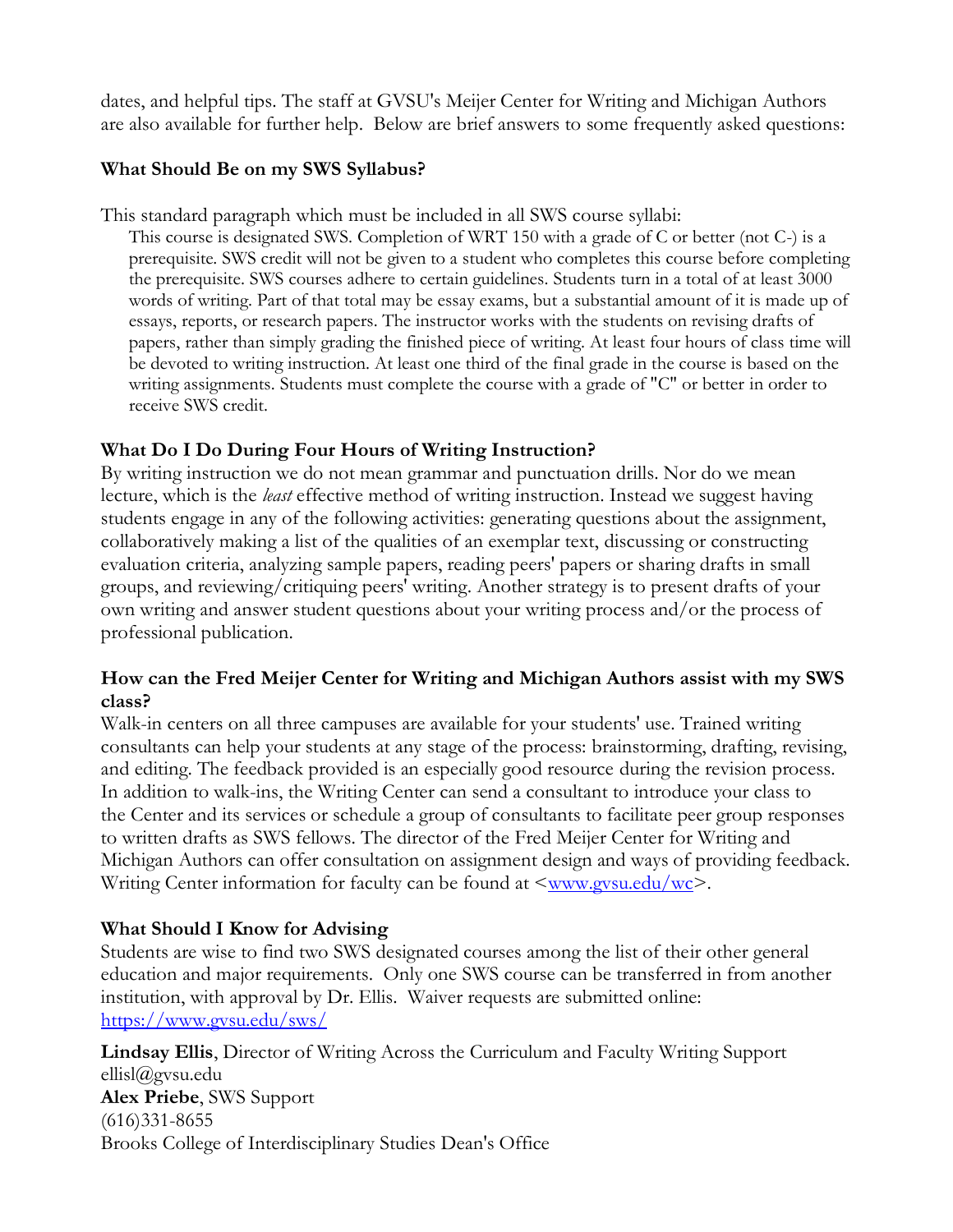dates, and helpful tips. The staff at GVSU's Meijer Center for Writing and Michigan Authors are also available for further help. Below are brief answers to some frequently asked questions:

**What Should Be on my SWS Syllabus?**

This standard paragraph which must be included in all SWS course syllabi:

> This course is designated SWS. Completion of WRT 150 with a grade of C or better (not C-) is a prerequisite. SWS credit will not be given to a student who completes this course before completing the prerequisite. SWS courses adhere to certain guidelines. Students turn in a total of at least 3000 words of writing. Part of that total may be essay exams, but a substantial amount of it is made up of essays, reports, or research papers. The instructor works with the students on revising drafts of papers, rather than simply grading the finished piece of writing. At least four hours of class time will be devoted to writing instruction. At least one third of the final grade in the course is based on the writing assignments. Students must complete the course with a grade of "C" or better in order to receive SWS credit.

**What Do I Do During Four Hours of Writing Instruction?**

By writing instruction we do not mean grammar and punctuation drills. Nor do we mean lecture, which is the *least* effective method of writing instruction. Instead we suggest having students engage in any of the following activities: generating questions about the assignment, collaboratively making a list of the qualities of an exemplar text, discussing or constructing evaluation criteria, analyzing sample papers, reading peers' papers or sharing drafts in small groups, and reviewing/critiquing peers' writing. Another strategy is to present drafts of your own writing and answer student questions about your writing process and/or the process of professional publication.

**How can the Fred Meijer Center for Writing and Michigan Authors assist with my SWS class?**

Walk-in centers on all three campuses are available for your students' use. Trained writing consultants can help your students at any stage of the process: brainstorming, drafting, revising, and editing. The feedback provided is an especially good resource during the revision process. In addition to walk-ins, the Writing Center can send a consultant to introduce your class to the Center and its services or schedule a group of consultants to facilitate peer group responses to written drafts as SWS fellows. The director of the Fred Meijer Center for Writing and Michigan Authors can offer consultation on assignment design and ways of providing feedback. Writing Center information for faculty can be found at <www.gvsu.edu/wc>.

**What Should I Know for Advising**

Students are wise to find two SWS designated courses among the list of their other general education and major requirements. Only one SWS course can be transferred in from another institution, with approval by Dr. Ellis. Waiver requests are submitted online: https://www.gvsu.edu/sws/

**Lindsay Ellis**, Director of Writing Across the Curriculum and Faculty Writing Support
ellisl@gvsu.edu
**Alex Priebe**, SWS Support
(616)331-8655
Brooks College of Interdisciplinary Studies Dean's Office